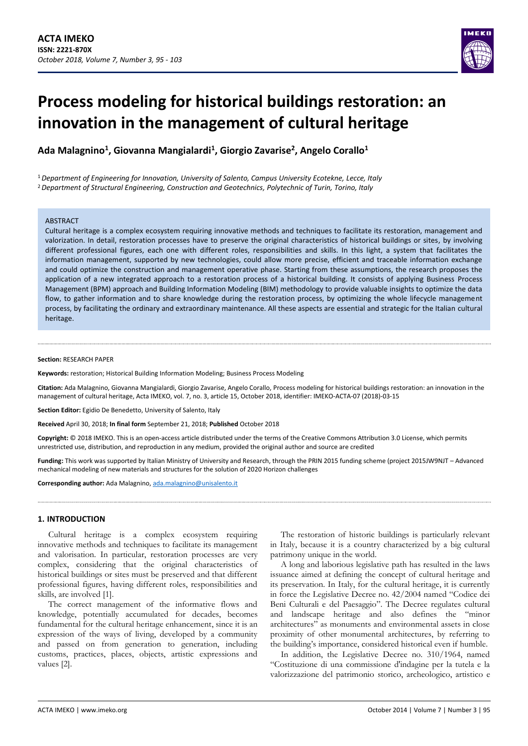# Process modeling for historical buildings restoration: an innovation in the management of cultural heritage

**Ada Malagnino[1], Giovanna Mangialardi[1], Giorgio Zavarise[2], Angelo Corallo[1]**

[1] *Department of Engineering for Innovation, University of Salento, Campus University Ecotekne, Lecce, Italy*
[2] *Department of Structural Engineering, Construction and Geotechnics, Polytechnic of Turin, Torino, Italy*

ABSTRACT

Cultural heritage is a complex ecosystem requiring innovative methods and techniques to facilitate its restoration, management and valorization. In detail, restoration processes have to preserve the original characteristics of historical buildings or sites, by involving different professional figures, each one with different roles, responsibilities and skills. In this light, a system that facilitates the information management, supported by new technologies, could allow more precise, efficient and traceable information exchange and could optimize the construction and management operative phase. Starting from these assumptions, the research proposes the application of a new integrated approach to a restoration process of a historical building. It consists of applying Business Process Management (BPM) approach and Building Information Modeling (BIM) methodology to provide valuable insights to optimize the data flow, to gather information and to share knowledge during the restoration process, by optimizing the whole lifecycle management process, by facilitating the ordinary and extraordinary maintenance. All these aspects are essential and strategic for the Italian cultural heritage.

**Section:** RESEARCH PAPER

**Keywords:** restoration; Historical Building Information Modeling; Business Process Modeling

**Citation:** Ada Malagnino, Giovanna Mangialardi, Giorgio Zavarise, Angelo Corallo, Process modeling for historical buildings restoration: an innovation in the management of cultural heritage, Acta IMEKO, vol. 7, no. 3, article 15, October 2018, identifier: IMEKO-ACTA-07 (2018)-03-15

**Section Editor:** Egidio De Benedetto, University of Salento, Italy

**Received** April 30, 2018; **In final form** September 21, 2018; **Published** October 2018

**Copyright:** © 2018 IMEKO. This is an open-access article distributed under the terms of the Creative Commons Attribution 3.0 License, which permits unrestricted use, distribution, and reproduction in any medium, provided the original author and source are credited

**Funding:** This work was supported by Italian Ministry of University and Research, through the PRIN 2015 funding scheme (project 2015JW9NJT – Advanced mechanical modeling of new materials and structures for the solution of 2020 Horizon challenges

**Corresponding author:** Ada Malagnino, ada.malagnino@unisalento.it

## 1. INTRODUCTION

Cultural heritage is a complex ecosystem requiring innovative methods and techniques to facilitate its management and valorisation. In particular, restoration processes are very complex, considering that the original characteristics of historical buildings or sites must be preserved and that different professional figures, having different roles, responsibilities and skills, are involved [1].

The correct management of the informative flows and knowledge, potentially accumulated for decades, becomes fundamental for the cultural heritage enhancement, since it is an expression of the ways of living, developed by a community and passed on from generation to generation, including customs, practices, places, objects, artistic expressions and values [2].

The restoration of historic buildings is particularly relevant in Italy, because it is a country characterized by a big cultural patrimony unique in the world.

A long and laborious legislative path has resulted in the laws issuance aimed at defining the concept of cultural heritage and its preservation. In Italy, for the cultural heritage, it is currently in force the Legislative Decree no. 42/2004 named "Codice dei Beni Culturali e del Paesaggio". The Decree regulates cultural and landscape heritage and also defines the "minor architectures" as monuments and environmental assets in close proximity of other monumental architectures, by referring to the building's importance, considered historical even if humble.

In addition, the Legislative Decree no. 310/1964, named "Costituzione di una commissione d'indagine per la tutela e la valorizzazione del patrimonio storico, archeologico, artistico e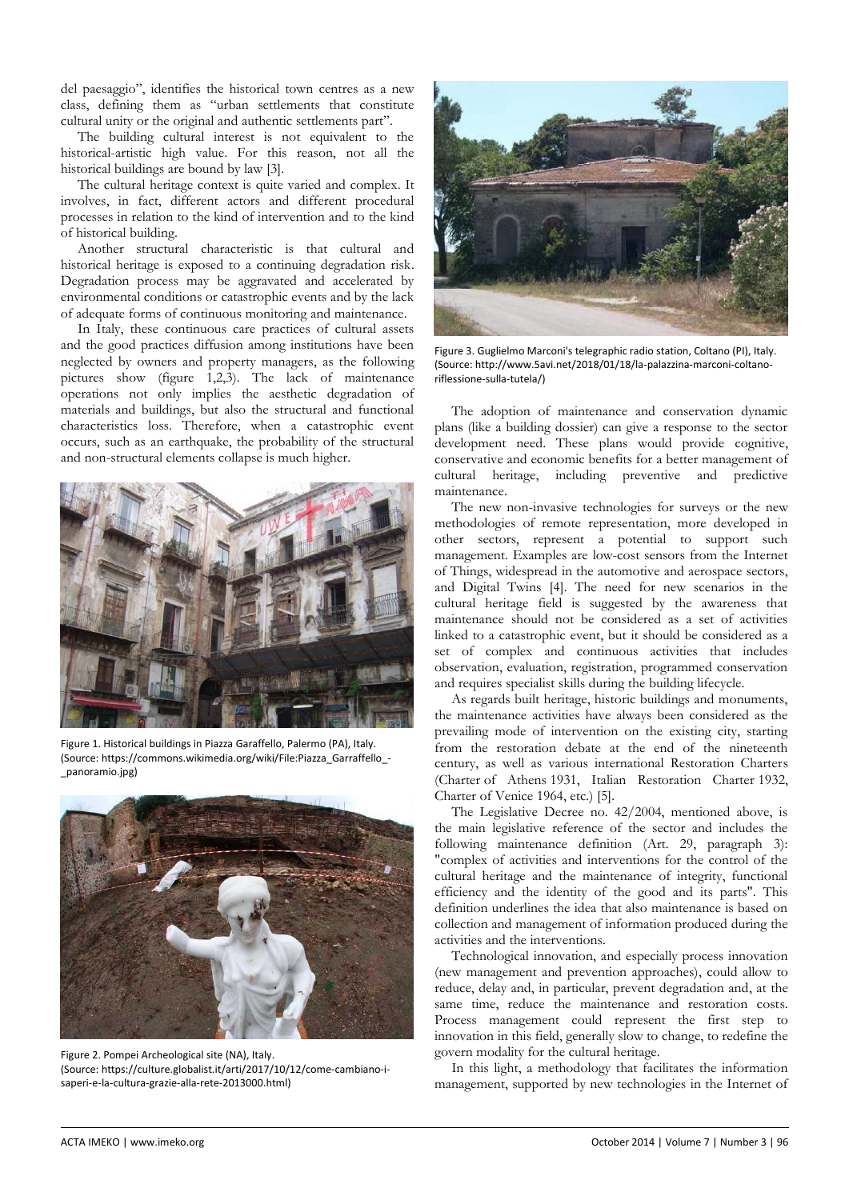del paesaggio", identifies the historical town centres as a new class, defining them as "urban settlements that constitute cultural unity or the original and authentic settlements part".

The building cultural interest is not equivalent to the historical-artistic high value. For this reason, not all the historical buildings are bound by law [3].

The cultural heritage context is quite varied and complex. It involves, in fact, different actors and different procedural processes in relation to the kind of intervention and to the kind of historical building.

Another structural characteristic is that cultural and historical heritage is exposed to a continuing degradation risk. Degradation process may be aggravated and accelerated by environmental conditions or catastrophic events and by the lack of adequate forms of continuous monitoring and maintenance.

In Italy, these continuous care practices of cultural assets and the good practices diffusion among institutions have been neglected by owners and property managers, as the following pictures show (figure 1,2,3). The lack of maintenance operations not only implies the aesthetic degradation of materials and buildings, but also the structural and functional characteristics loss. Therefore, when a catastrophic event occurs, such as an earthquake, the probability of the structural and non-structural elements collapse is much higher.

Figure 1. Historical buildings in Piazza Garaffello, Palermo (PA), Italy. (Source: https://commons.wikimedia.org/wiki/File:Piazza_Garraffello_-_panoramio.jpg)

Figure 2. Pompei Archeological site (NA), Italy. (Source: https://culture.globalist.it/arti/2017/10/12/come-cambiano-i-saperi-e-la-cultura-grazie-alla-rete-2013000.html)

Figure 3. Guglielmo Marconi's telegraphic radio station, Coltano (PI), Italy. (Source: http://www.5avi.net/2018/01/18/la-palazzina-marconi-coltano-riflessione-sulla-tutela/)

The adoption of maintenance and conservation dynamic plans (like a building dossier) can give a response to the sector development need. These plans would provide cognitive, conservative and economic benefits for a better management of cultural heritage, including preventive and predictive maintenance.

The new non-invasive technologies for surveys or the new methodologies of remote representation, more developed in other sectors, represent a potential to support such management. Examples are low-cost sensors from the Internet of Things, widespread in the automotive and aerospace sectors, and Digital Twins [4]. The need for new scenarios in the cultural heritage field is suggested by the awareness that maintenance should not be considered as a set of activities linked to a catastrophic event, but it should be considered as a set of complex and continuous activities that includes observation, evaluation, registration, programmed conservation and requires specialist skills during the building lifecycle.

As regards built heritage, historic buildings and monuments, the maintenance activities have always been considered as the prevailing mode of intervention on the existing city, starting from the restoration debate at the end of the nineteenth century, as well as various international Restoration Charters (Charter of Athens 1931, Italian Restoration Charter 1932, Charter of Venice 1964, etc.) [5].

The Legislative Decree no. 42/2004, mentioned above, is the main legislative reference of the sector and includes the following maintenance definition (Art. 29, paragraph 3): "complex of activities and interventions for the control of the cultural heritage and the maintenance of integrity, functional efficiency and the identity of the good and its parts". This definition underlines the idea that also maintenance is based on collection and management of information produced during the activities and the interventions.

Technological innovation, and especially process innovation (new management and prevention approaches), could allow to reduce, delay and, in particular, prevent degradation and, at the same time, reduce the maintenance and restoration costs. Process management could represent the first step to innovation in this field, generally slow to change, to redefine the govern modality for the cultural heritage.

In this light, a methodology that facilitates the information management, supported by new technologies in the Internet of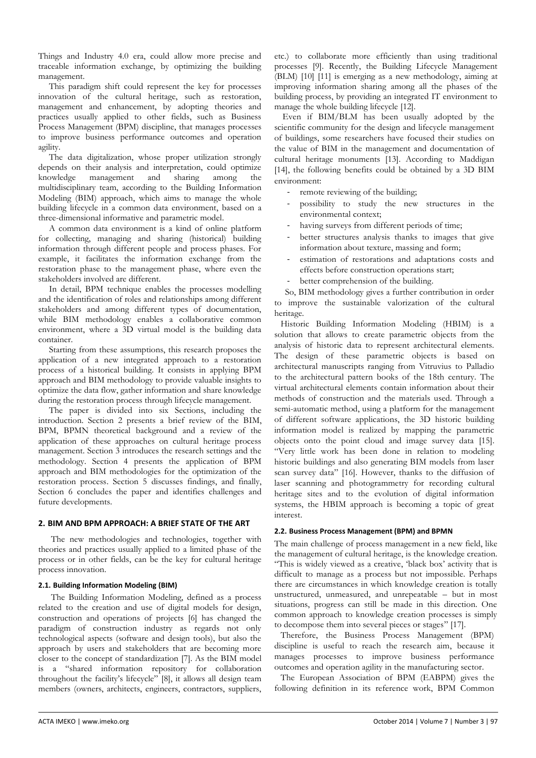Things and Industry 4.0 era, could allow more precise and traceable information exchange, by optimizing the building management.

This paradigm shift could represent the key for processes innovation of the cultural heritage, such as restoration, management and enhancement, by adopting theories and practices usually applied to other fields, such as Business Process Management (BPM) discipline, that manages processes to improve business performance outcomes and operation agility.

The data digitalization, whose proper utilization strongly depends on their analysis and interpretation, could optimize knowledge management and sharing among the multidisciplinary team, according to the Building Information Modeling (BIM) approach, which aims to manage the whole building lifecycle in a common data environment, based on a three-dimensional informative and parametric model.

A common data environment is a kind of online platform for collecting, managing and sharing (historical) building information through different people and process phases. For example, it facilitates the information exchange from the restoration phase to the management phase, where even the stakeholders involved are different.

In detail, BPM technique enables the processes modelling and the identification of roles and relationships among different stakeholders and among different types of documentation, while BIM methodology enables a collaborative common environment, where a 3D virtual model is the building data container.

Starting from these assumptions, this research proposes the application of a new integrated approach to a restoration process of a historical building. It consists in applying BPM approach and BIM methodology to provide valuable insights to optimize the data flow, gather information and share knowledge during the restoration process through lifecycle management.

The paper is divided into six Sections, including the introduction. Section 2 presents a brief review of the BIM, BPM, BPMN theoretical background and a review of the application of these approaches on cultural heritage process management. Section 3 introduces the research settings and the methodology. Section 4 presents the application of BPM approach and BIM methodologies for the optimization of the restoration process. Section 5 discusses findings, and finally, Section 6 concludes the paper and identifies challenges and future developments.

## 2. BIM AND BPM APPROACH: A BRIEF STATE OF THE ART

The new methodologies and technologies, together with theories and practices usually applied to a limited phase of the process or in other fields, can be the key for cultural heritage process innovation.

### 2.1. Building Information Modeling (BIM)

The Building Information Modeling, defined as a process related to the creation and use of digital models for design, construction and operations of projects [6] has changed the paradigm of construction industry as regards not only technological aspects (software and design tools), but also the approach by users and stakeholders that are becoming more closer to the concept of standardization [7]. As the BIM model is a "shared information repository for collaboration throughout the facility's lifecycle" [8], it allows all design team members (owners, architects, engineers, contractors, suppliers, etc.) to collaborate more efficiently than using traditional processes [9]. Recently, the Building Lifecycle Management (BLM) [10] [11] is emerging as a new methodology, aiming at improving information sharing among all the phases of the building process, by providing an integrated IT environment to manage the whole building lifecycle [12].

Even if BIM/BLM has been usually adopted by the scientific community for the design and lifecycle management of buildings, some researchers have focused their studies on the value of BIM in the management and documentation of cultural heritage monuments [13]. According to Maddigan [14], the following benefits could be obtained by a 3D BIM environment:

- remote reviewing of the building;
- possibility to study the new structures in the environmental context;
- having surveys from different periods of time;
- better structures analysis thanks to images that give information about texture, massing and form;
- estimation of restorations and adaptations costs and effects before construction operations start;
- better comprehension of the building.

So, BIM methodology gives a further contribution in order to improve the sustainable valorization of the cultural heritage.

Historic Building Information Modeling (HBIM) is a solution that allows to create parametric objects from the analysis of historic data to represent architectural elements. The design of these parametric objects is based on architectural manuscripts ranging from Vitruvius to Palladio to the architectural pattern books of the 18th century. The virtual architectural elements contain information about their methods of construction and the materials used. Through a semi-automatic method, using a platform for the management of different software applications, the 3D historic building information model is realized by mapping the parametric objects onto the point cloud and image survey data [15]. "Very little work has been done in relation to modeling historic buildings and also generating BIM models from laser scan survey data" [16]. However, thanks to the diffusion of laser scanning and photogrammetry for recording cultural heritage sites and to the evolution of digital information systems, the HBIM approach is becoming a topic of great interest.

### 2.2. Business Process Management (BPM) and BPMN

The main challenge of process management in a new field, like the management of cultural heritage, is the knowledge creation. "This is widely viewed as a creative, 'black box' activity that is difficult to manage as a process but not impossible. Perhaps there are circumstances in which knowledge creation is totally unstructured, unmeasured, and unrepeatable – but in most situations, progress can still be made in this direction. One common approach to knowledge creation processes is simply to decompose them into several pieces or stages" [17].

Therefore, the Business Process Management (BPM) discipline is useful to reach the research aim, because it manages processes to improve business performance outcomes and operation agility in the manufacturing sector.

The European Association of BPM (EABPM) gives the following definition in its reference work, BPM Common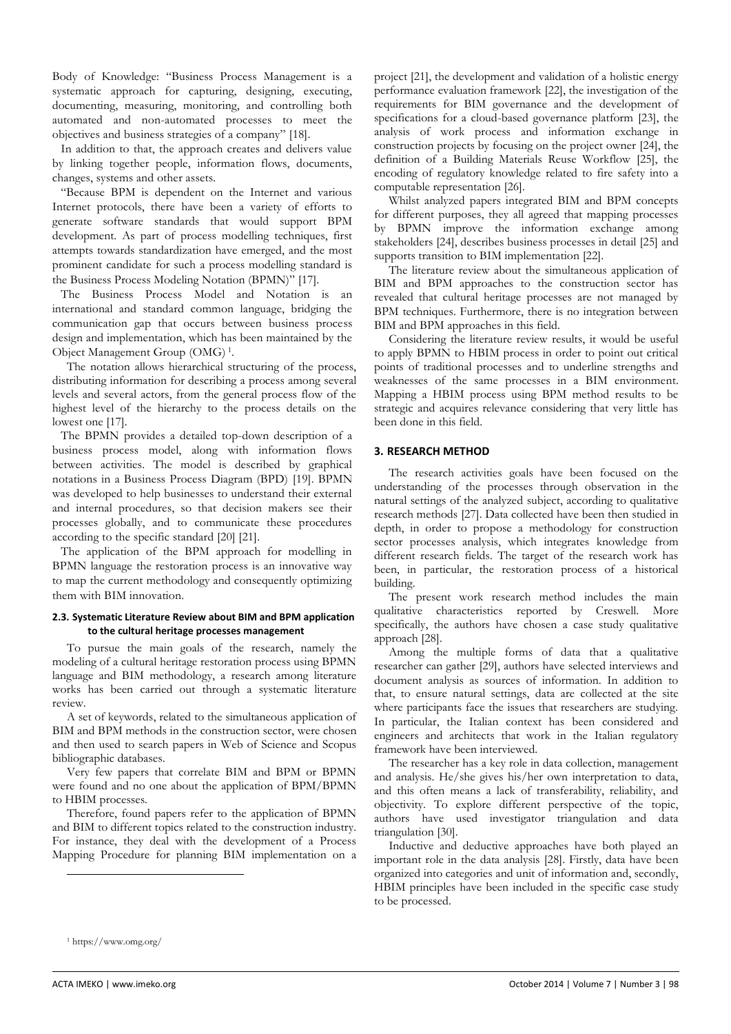Body of Knowledge: "Business Process Management is a systematic approach for capturing, designing, executing, documenting, measuring, monitoring, and controlling both automated and non-automated processes to meet the objectives and business strategies of a company" [18].

In addition to that, the approach creates and delivers value by linking together people, information flows, documents, changes, systems and other assets.

"Because BPM is dependent on the Internet and various Internet protocols, there have been a variety of efforts to generate software standards that would support BPM development. As part of process modelling techniques, first attempts towards standardization have emerged, and the most prominent candidate for such a process modelling standard is the Business Process Modeling Notation (BPMN)" [17].

The Business Process Model and Notation is an international and standard common language, bridging the communication gap that occurs between business process design and implementation, which has been maintained by the Object Management Group (OMG) [1].

The notation allows hierarchical structuring of the process, distributing information for describing a process among several levels and several actors, from the general process flow of the highest level of the hierarchy to the process details on the lowest one [17].

The BPMN provides a detailed top-down description of a business process model, along with information flows between activities. The model is described by graphical notations in a Business Process Diagram (BPD) [19]. BPMN was developed to help businesses to understand their external and internal procedures, so that decision makers see their processes globally, and to communicate these procedures according to the specific standard [20] [21].

The application of the BPM approach for modelling in BPMN language the restoration process is an innovative way to map the current methodology and consequently optimizing them with BIM innovation.

### 2.3. Systematic Literature Review about BIM and BPM application to the cultural heritage processes management

To pursue the main goals of the research, namely the modeling of a cultural heritage restoration process using BPMN language and BIM methodology, a research among literature works has been carried out through a systematic literature review.

A set of keywords, related to the simultaneous application of BIM and BPM methods in the construction sector, were chosen and then used to search papers in Web of Science and Scopus bibliographic databases.

Very few papers that correlate BIM and BPM or BPMN were found and no one about the application of BPM/BPMN to HBIM processes.

Therefore, found papers refer to the application of BPMN and BIM to different topics related to the construction industry. For instance, they deal with the development of a Process Mapping Procedure for planning BIM implementation on a project [21], the development and validation of a holistic energy performance evaluation framework [22], the investigation of the requirements for BIM governance and the development of specifications for a cloud-based governance platform [23], the analysis of work process and information exchange in construction projects by focusing on the project owner [24], the definition of a Building Materials Reuse Workflow [25], the encoding of regulatory knowledge related to fire safety into a computable representation [26].

Whilst analyzed papers integrated BIM and BPM concepts for different purposes, they all agreed that mapping processes by BPMN improve the information exchange among stakeholders [24], describes business processes in detail [25] and supports transition to BIM implementation [22].

The literature review about the simultaneous application of BIM and BPM approaches to the construction sector has revealed that cultural heritage processes are not managed by BPM techniques. Furthermore, there is no integration between BIM and BPM approaches in this field.

Considering the literature review results, it would be useful to apply BPMN to HBIM process in order to point out critical points of traditional processes and to underline strengths and weaknesses of the same processes in a BIM environment. Mapping a HBIM process using BPM method results to be strategic and acquires relevance considering that very little has been done in this field.

## 3. RESEARCH METHOD

The research activities goals have been focused on the understanding of the processes through observation in the natural settings of the analyzed subject, according to qualitative research methods [27]. Data collected have been then studied in depth, in order to propose a methodology for construction sector processes analysis, which integrates knowledge from different research fields. The target of the research work has been, in particular, the restoration process of a historical building.

The present work research method includes the main qualitative characteristics reported by Creswell. More specifically, the authors have chosen a case study qualitative approach [28].

Among the multiple forms of data that a qualitative researcher can gather [29], authors have selected interviews and document analysis as sources of information. In addition to that, to ensure natural settings, data are collected at the site where participants face the issues that researchers are studying. In particular, the Italian context has been considered and engineers and architects that work in the Italian regulatory framework have been interviewed.

The researcher has a key role in data collection, management and analysis. He/she gives his/her own interpretation to data, and this often means a lack of transferability, reliability, and objectivity. To explore different perspective of the topic, authors have used investigator triangulation and data triangulation [30].

Inductive and deductive approaches have both played an important role in the data analysis [28]. Firstly, data have been organized into categories and unit of information and, secondly, HBIM principles have been included in the specific case study to be processed.

[1] https://www.omg.org/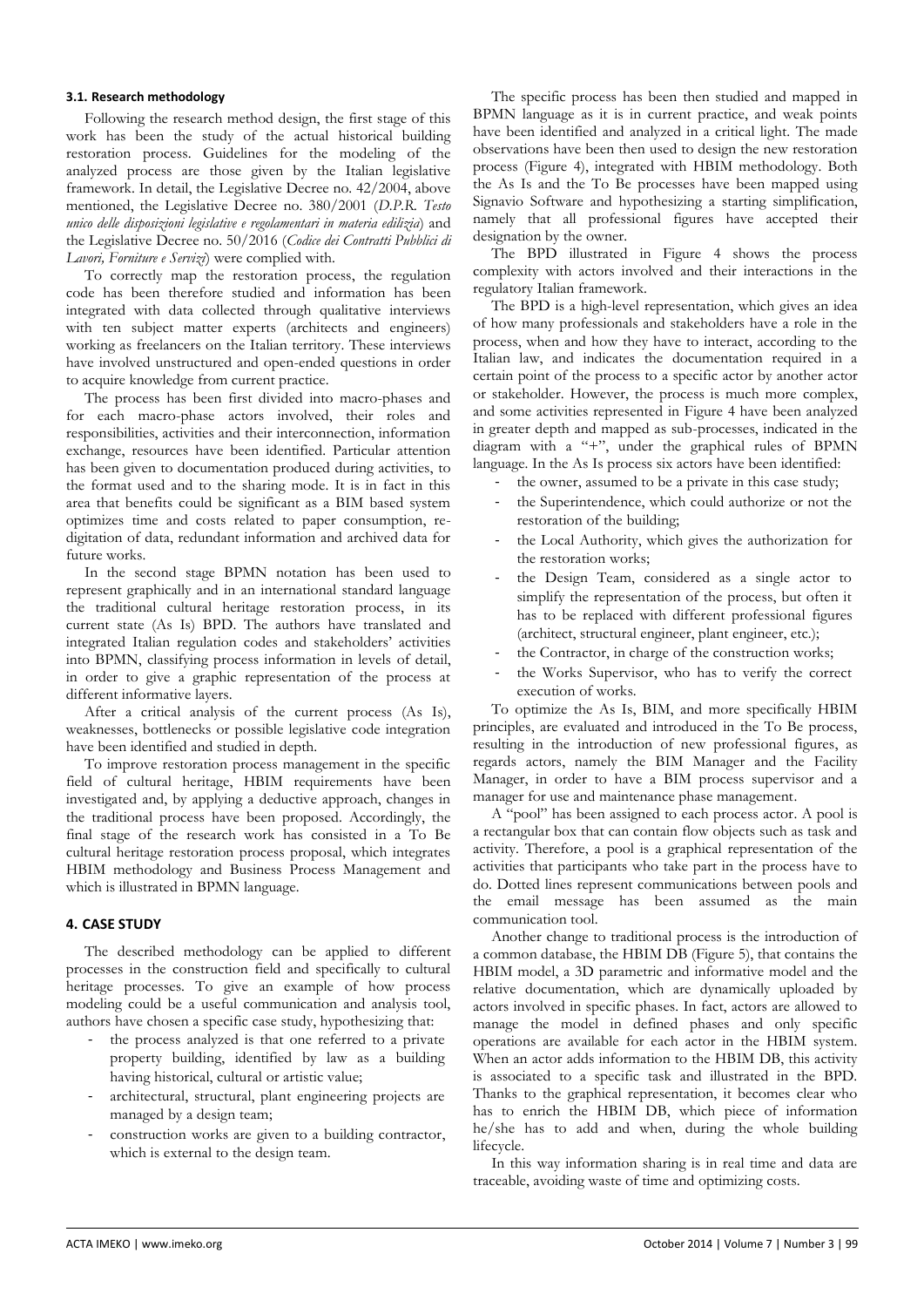### 3.1. Research methodology

Following the research method design, the first stage of this work has been the study of the actual historical building restoration process. Guidelines for the modeling of the analyzed process are those given by the Italian legislative framework. In detail, the Legislative Decree no. 42/2004, above mentioned, the Legislative Decree no. 380/2001 (*D.P.R. Testo unico delle disposizioni legislative e regolamentari in materia edilizia*) and the Legislative Decree no. 50/2016 (*Codice dei Contratti Pubblici di Lavori, Forniture e Servizi*) were complied with.

To correctly map the restoration process, the regulation code has been therefore studied and information has been integrated with data collected through qualitative interviews with ten subject matter experts (architects and engineers) working as freelancers on the Italian territory. These interviews have involved unstructured and open-ended questions in order to acquire knowledge from current practice.

The process has been first divided into macro-phases and for each macro-phase actors involved, their roles and responsibilities, activities and their interconnection, information exchange, resources have been identified. Particular attention has been given to documentation produced during activities, to the format used and to the sharing mode. It is in fact in this area that benefits could be significant as a BIM based system optimizes time and costs related to paper consumption, re-digitation of data, redundant information and archived data for future works.

In the second stage BPMN notation has been used to represent graphically and in an international standard language the traditional cultural heritage restoration process, in its current state (As Is) BPD. The authors have translated and integrated Italian regulation codes and stakeholders' activities into BPMN, classifying process information in levels of detail, in order to give a graphic representation of the process at different informative layers.

After a critical analysis of the current process (As Is), weaknesses, bottlenecks or possible legislative code integration have been identified and studied in depth.

To improve restoration process management in the specific field of cultural heritage, HBIM requirements have been investigated and, by applying a deductive approach, changes in the traditional process have been proposed. Accordingly, the final stage of the research work has consisted in a To Be cultural heritage restoration process proposal, which integrates HBIM methodology and Business Process Management and which is illustrated in BPMN language.

## 4. CASE STUDY

The described methodology can be applied to different processes in the construction field and specifically to cultural heritage processes. To give an example of how process modeling could be a useful communication and analysis tool, authors have chosen a specific case study, hypothesizing that:

- the process analyzed is that one referred to a private property building, identified by law as a building having historical, cultural or artistic value;
- architectural, structural, plant engineering projects are managed by a design team;
- construction works are given to a building contractor, which is external to the design team.

The specific process has been then studied and mapped in BPMN language as it is in current practice, and weak points have been identified and analyzed in a critical light. The made observations have been then used to design the new restoration process (Figure 4), integrated with HBIM methodology. Both the As Is and the To Be processes have been mapped using Signavio Software and hypothesizing a starting simplification, namely that all professional figures have accepted their designation by the owner.

The BPD illustrated in Figure 4 shows the process complexity with actors involved and their interactions in the regulatory Italian framework.

The BPD is a high-level representation, which gives an idea of how many professionals and stakeholders have a role in the process, when and how they have to interact, according to the Italian law, and indicates the documentation required in a certain point of the process to a specific actor by another actor or stakeholder. However, the process is much more complex, and some activities represented in Figure 4 have been analyzed in greater depth and mapped as sub-processes, indicated in the diagram with a "+", under the graphical rules of BPMN language. In the As Is process six actors have been identified:

- the owner, assumed to be a private in this case study;
- the Superintendence, which could authorize or not the restoration of the building;
- the Local Authority, which gives the authorization for the restoration works;
- the Design Team, considered as a single actor to simplify the representation of the process, but often it has to be replaced with different professional figures (architect, structural engineer, plant engineer, etc.);
- the Contractor, in charge of the construction works;
- the Works Supervisor, who has to verify the correct execution of works.

To optimize the As Is, BIM, and more specifically HBIM principles, are evaluated and introduced in the To Be process, resulting in the introduction of new professional figures, as regards actors, namely the BIM Manager and the Facility Manager, in order to have a BIM process supervisor and a manager for use and maintenance phase management.

A "pool" has been assigned to each process actor. A pool is a rectangular box that can contain flow objects such as task and activity. Therefore, a pool is a graphical representation of the activities that participants who take part in the process have to do. Dotted lines represent communications between pools and the email message has been assumed as the main communication tool.

Another change to traditional process is the introduction of a common database, the HBIM DB (Figure 5), that contains the HBIM model, a 3D parametric and informative model and the relative documentation, which are dynamically uploaded by actors involved in specific phases. In fact, actors are allowed to manage the model in defined phases and only specific operations are available for each actor in the HBIM system. When an actor adds information to the HBIM DB, this activity is associated to a specific task and illustrated in the BPD. Thanks to the graphical representation, it becomes clear who has to enrich the HBIM DB, which piece of information he/she has to add and when, during the whole building lifecycle.

In this way information sharing is in real time and data are traceable, avoiding waste of time and optimizing costs.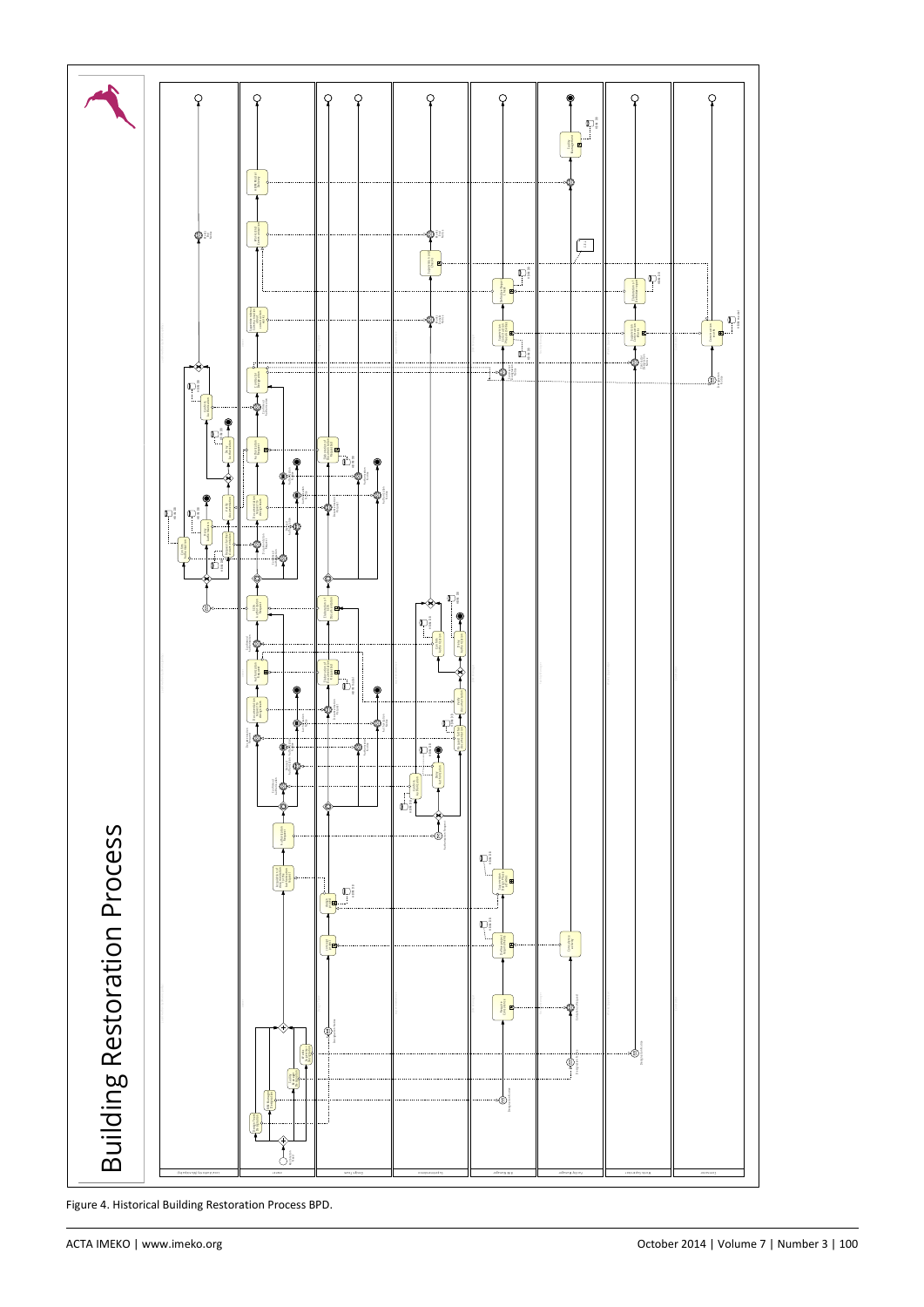Figure 4. Historical Building Restoration Process BPD.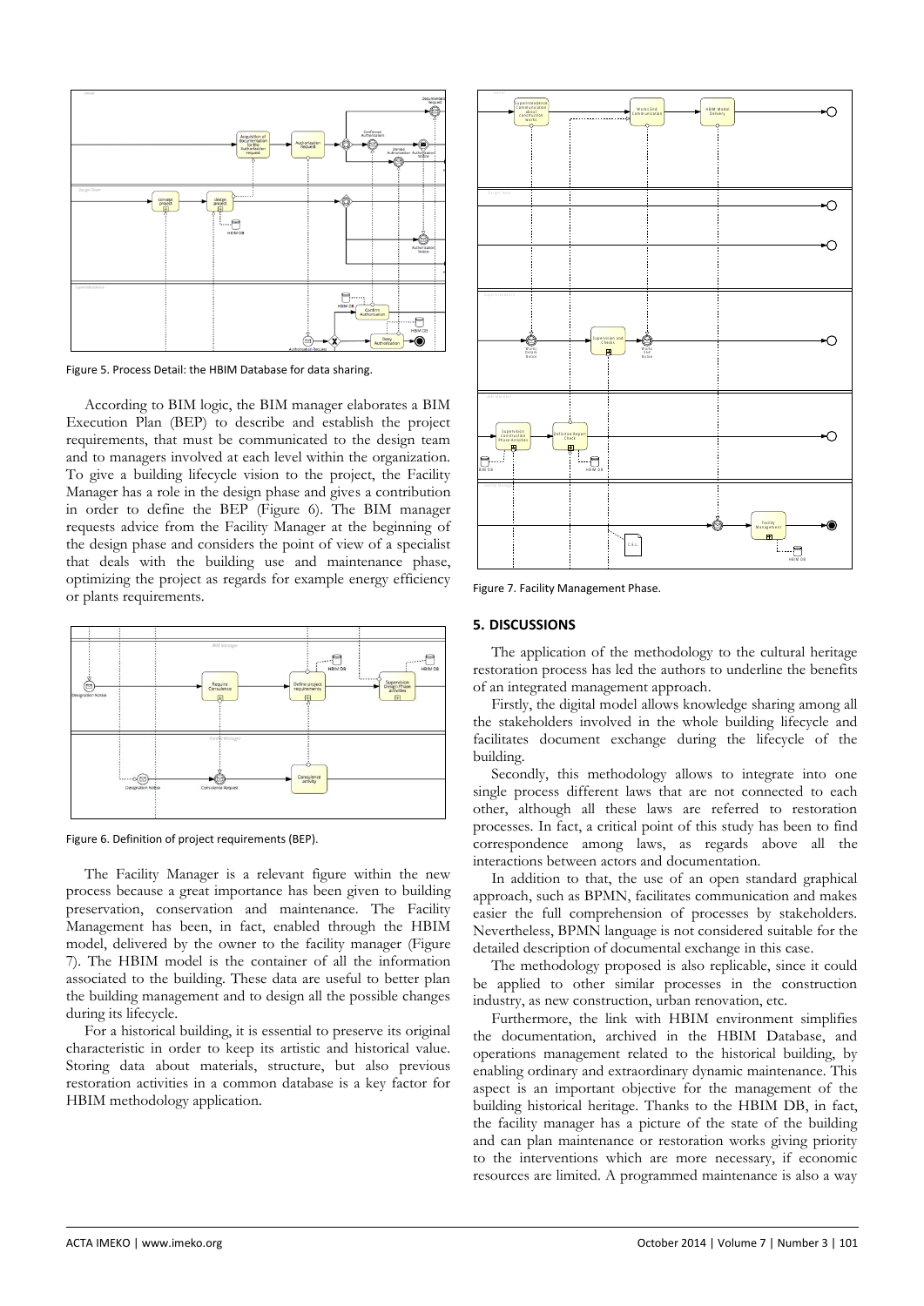Figure 5. Process Detail: the HBIM Database for data sharing.

According to BIM logic, the BIM manager elaborates a BIM Execution Plan (BEP) to describe and establish the project requirements, that must be communicated to the design team and to managers involved at each level within the organization. To give a building lifecycle vision to the project, the Facility Manager has a role in the design phase and gives a contribution in order to define the BEP (Figure 6). The BIM manager requests advice from the Facility Manager at the beginning of the design phase and considers the point of view of a specialist that deals with the building use and maintenance phase, optimizing the project as regards for example energy efficiency or plants requirements.

Figure 6. Definition of project requirements (BEP).

The Facility Manager is a relevant figure within the new process because a great importance has been given to building preservation, conservation and maintenance. The Facility Management has been, in fact, enabled through the HBIM model, delivered by the owner to the facility manager (Figure 7). The HBIM model is the container of all the information associated to the building. These data are useful to better plan the building management and to design all the possible changes during its lifecycle.

For a historical building, it is essential to preserve its original characteristic in order to keep its artistic and historical value. Storing data about materials, structure, but also previous restoration activities in a common database is a key factor for HBIM methodology application.

Figure 7. Facility Management Phase.

## 5. DISCUSSIONS

The application of the methodology to the cultural heritage restoration process has led the authors to underline the benefits of an integrated management approach.

Firstly, the digital model allows knowledge sharing among all the stakeholders involved in the whole building lifecycle and facilitates document exchange during the lifecycle of the building.

Secondly, this methodology allows to integrate into one single process different laws that are not connected to each other, although all these laws are referred to restoration processes. In fact, a critical point of this study has been to find correspondence among laws, as regards above all the interactions between actors and documentation.

In addition to that, the use of an open standard graphical approach, such as BPMN, facilitates communication and makes easier the full comprehension of processes by stakeholders. Nevertheless, BPMN language is not considered suitable for the detailed description of documental exchange in this case.

The methodology proposed is also replicable, since it could be applied to other similar processes in the construction industry, as new construction, urban renovation, etc.

Furthermore, the link with HBIM environment simplifies the documentation, archived in the HBIM Database, and operations management related to the historical building, by enabling ordinary and extraordinary dynamic maintenance. This aspect is an important objective for the management of the building historical heritage. Thanks to the HBIM DB, in fact, the facility manager has a picture of the state of the building and can plan maintenance or restoration works giving priority to the interventions which are more necessary, if economic resources are limited. A programmed maintenance is also a way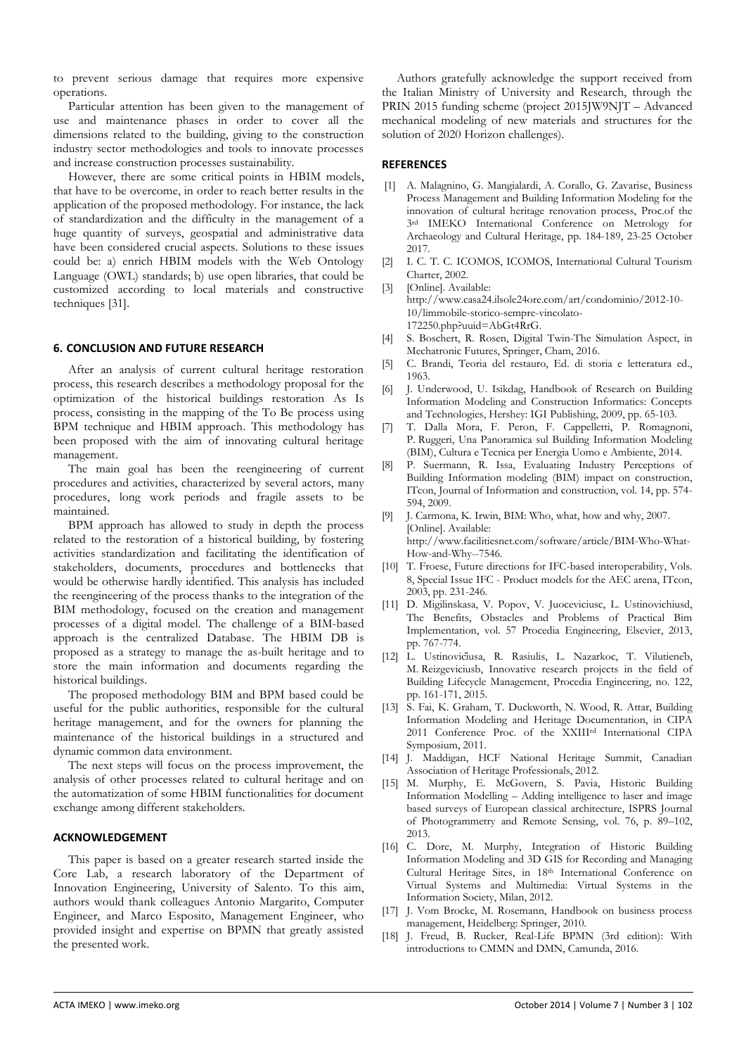to prevent serious damage that requires more expensive operations.

Particular attention has been given to the management of use and maintenance phases in order to cover all the dimensions related to the building, giving to the construction industry sector methodologies and tools to innovate processes and increase construction processes sustainability.

However, there are some critical points in HBIM models, that have to be overcome, in order to reach better results in the application of the proposed methodology. For instance, the lack of standardization and the difficulty in the management of a huge quantity of surveys, geospatial and administrative data have been considered crucial aspects. Solutions to these issues could be: a) enrich HBIM models with the Web Ontology Language (OWL) standards; b) use open libraries, that could be customized according to local materials and constructive techniques [31].

## 6. CONCLUSION AND FUTURE RESEARCH

After an analysis of current cultural heritage restoration process, this research describes a methodology proposal for the optimization of the historical buildings restoration As Is process, consisting in the mapping of the To Be process using BPM technique and HBIM approach. This methodology has been proposed with the aim of innovating cultural heritage management.

The main goal has been the reengineering of current procedures and activities, characterized by several actors, many procedures, long work periods and fragile assets to be maintained.

BPM approach has allowed to study in depth the process related to the restoration of a historical building, by fostering activities standardization and facilitating the identification of stakeholders, documents, procedures and bottlenecks that would be otherwise hardly identified. This analysis has included the reengineering of the process thanks to the integration of the BIM methodology, focused on the creation and management processes of a digital model. The challenge of a BIM-based approach is the centralized Database. The HBIM DB is proposed as a strategy to manage the as-built heritage and to store the main information and documents regarding the historical buildings.

The proposed methodology BIM and BPM based could be useful for the public authorities, responsible for the cultural heritage management, and for the owners for planning the maintenance of the historical buildings in a structured and dynamic common data environment.

The next steps will focus on the process improvement, the analysis of other processes related to cultural heritage and on the automatization of some HBIM functionalities for document exchange among different stakeholders.

## ACKNOWLEDGEMENT

This paper is based on a greater research started inside the Core Lab, a research laboratory of the Department of Innovation Engineering, University of Salento. To this aim, authors would thank colleagues Antonio Margarito, Computer Engineer, and Marco Esposito, Management Engineer, who provided insight and expertise on BPMN that greatly assisted the presented work.

Authors gratefully acknowledge the support received from the Italian Ministry of University and Research, through the PRIN 2015 funding scheme (project 2015JW9NJT – Advanced mechanical modeling of new materials and structures for the solution of 2020 Horizon challenges).

## REFERENCES

[1] A. Malagnino, G. Mangialardi, A. Corallo, G. Zavarise, Business Process Management and Building Information Modeling for the innovation of cultural heritage renovation process, Proc.of the 3rd IMEKO International Conference on Metrology for Archaeology and Cultural Heritage, pp. 184-189, 23-25 October 2017.

[2] I. C. T. C. ICOMOS, ICOMOS, International Cultural Tourism Charter, 2002.

[3] [Online]. Available: http://www.casa24.ilsole24ore.com/art/condominio/2012-10-10/limmobile-storico-sempre-vincolato-172250.php?uuid=AbGt4RrG.

[4] S. Boschert, R. Rosen, Digital Twin-The Simulation Aspect, in Mechatronic Futures, Springer, Cham, 2016.

[5] C. Brandi, Teoria del restauro, Ed. di storia e letteratura ed., 1963.

[6] J. Underwood, U. Isikdag, Handbook of Research on Building Information Modeling and Construction Informatics: Concepts and Technologies, Hershey: IGI Publishing, 2009, pp. 65-103.

[7] T. Dalla Mora, F. Peron, F. Cappelletti, P. Romagnoni, P. Ruggeri, Una Panoramica sul Building Information Modeling (BIM), Cultura e Tecnica per Energia Uomo e Ambiente, 2014.

[8] P. Suermann, R. Issa, Evaluating Industry Perceptions of Building Information modeling (BIM) impact on construction, ITcon, Journal of Information and construction, vol. 14, pp. 574-594, 2009.

[9] J. Carmona, K. Irwin, BIM: Who, what, how and why, 2007. [Online]. Available: http://www.facilitiesnet.com/software/article/BIM-Who-What-How-and-Why--7546.

[10] T. Froese, Future directions for IFC-based interoperability, Vols. 8, Special Issue IFC - Product models for the AEC arena, ITcon, 2003, pp. 231-246.

[11] D. Migilinskasa, V. Popov, V. Juoceviciusc, L. Ustinovichiusd, The Benefits, Obstacles and Problems of Practical Bim Implementation, vol. 57 Procedia Engineering, Elsevier, 2013, pp. 767-774.

[12] L. Ustinovičiusa, R. Rasiulis, L. Nazarkoc, T. Vilutieneb, M. Reizgeviciusb, Innovative research projects in the field of Building Lifecycle Management, Procedia Engineering, no. 122, pp. 161-171, 2015.

[13] S. Fai, K. Graham, T. Duckworth, N. Wood, R. Attar, Building Information Modeling and Heritage Documentation, in CIPA 2011 Conference Proc. of the XXIIIrd International CIPA Symposium, 2011.

[14] J. Maddigan, HCF National Heritage Summit, Canadian Association of Heritage Professionals, 2012.

[15] M. Murphy, E. McGovern, S. Pavia, Historic Building Information Modelling – Adding intelligence to laser and image based surveys of European classical architecture, ISPRS Journal of Photogrammetry and Remote Sensing, vol. 76, p. 89–102, 2013.

[16] C. Dore, M. Murphy, Integration of Historic Building Information Modeling and 3D GIS for Recording and Managing Cultural Heritage Sites, in 18th International Conference on Virtual Systems and Multimedia: Virtual Systems in the Information Society, Milan, 2012.

[17] J. Vom Brocke, M. Rosemann, Handbook on business process management, Heidelberg: Springer, 2010.

[18] J. Freud, B. Rucker, Real-Life BPMN (3rd edition): With introductions to CMMN and DMN, Camunda, 2016.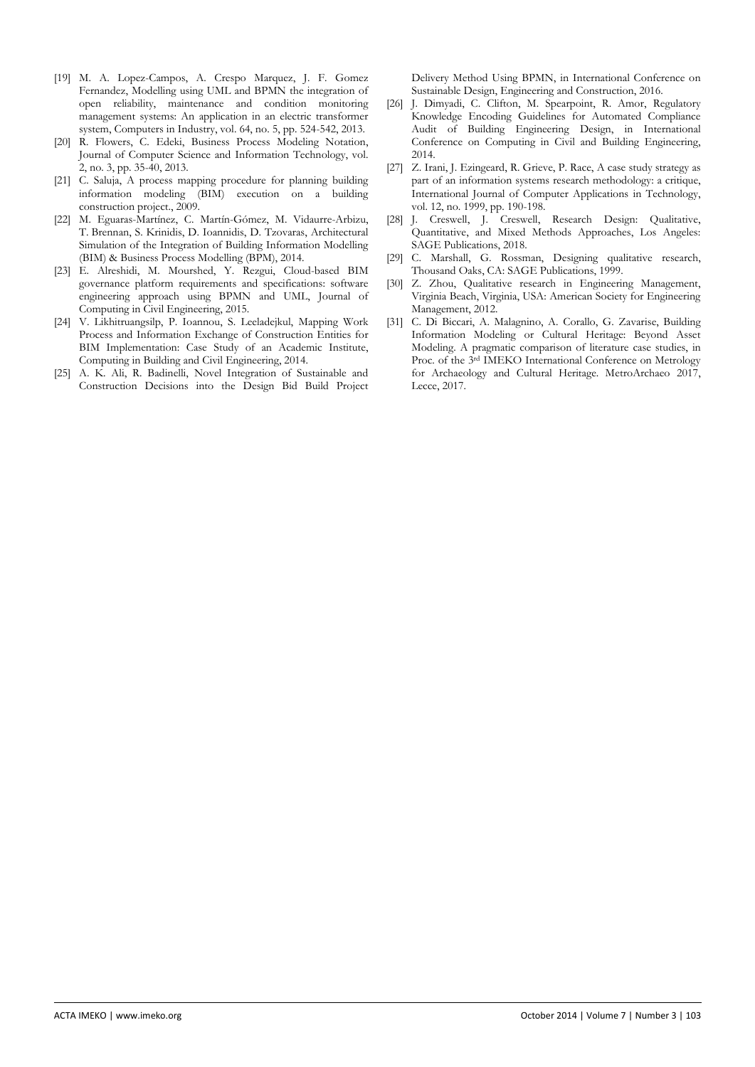[19] M. A. Lopez-Campos, A. Crespo Marquez, J. F. Gomez Fernandez, Modelling using UML and BPMN the integration of open reliability, maintenance and condition monitoring management systems: An application in an electric transformer system, Computers in Industry, vol. 64, no. 5, pp. 524-542, 2013.

[20] R. Flowers, C. Edeki, Business Process Modeling Notation, Journal of Computer Science and Information Technology, vol. 2, no. 3, pp. 35-40, 2013.

[21] C. Saluja, A process mapping procedure for planning building information modeling (BIM) execution on a building construction project., 2009.

[22] M. Eguaras-Martínez, C. Martín-Gómez, M. Vidaurre-Arbizu, T. Brennan, S. Krinidis, D. Ioannidis, D. Tzovaras, Architectural Simulation of the Integration of Building Information Modelling (BIM) & Business Process Modelling (BPM), 2014.

[23] E. Alreshidi, M. Mourshed, Y. Rezgui, Cloud-based BIM governance platform requirements and specifications: software engineering approach using BPMN and UML, Journal of Computing in Civil Engineering, 2015.

[24] V. Likhitruangsilp, P. Ioannou, S. Leeladejkul, Mapping Work Process and Information Exchange of Construction Entities for BIM Implementation: Case Study of an Academic Institute, Computing in Building and Civil Engineering, 2014.

[25] A. K. Ali, R. Badinelli, Novel Integration of Sustainable and Construction Decisions into the Design Bid Build Project Delivery Method Using BPMN, in International Conference on Sustainable Design, Engineering and Construction, 2016.

[26] J. Dimyadi, C. Clifton, M. Spearpoint, R. Amor, Regulatory Knowledge Encoding Guidelines for Automated Compliance Audit of Building Engineering Design, in International Conference on Computing in Civil and Building Engineering, 2014.

[27] Z. Irani, J. Ezingeard, R. Grieve, P. Race, A case study strategy as part of an information systems research methodology: a critique, International Journal of Computer Applications in Technology, vol. 12, no. 1999, pp. 190-198.

[28] J. Creswell, J. Creswell, Research Design: Qualitative, Quantitative, and Mixed Methods Approaches, Los Angeles: SAGE Publications, 2018.

[29] C. Marshall, G. Rossman, Designing qualitative research, Thousand Oaks, CA: SAGE Publications, 1999.

[30] Z. Zhou, Qualitative research in Engineering Management, Virginia Beach, Virginia, USA: American Society for Engineering Management, 2012.

[31] C. Di Biccari, A. Malagnino, A. Corallo, G. Zavarise, Building Information Modeling or Cultural Heritage: Beyond Asset Modeling. A pragmatic comparison of literature case studies, in Proc. of the 3rd IMEKO International Conference on Metrology for Archaeology and Cultural Heritage. MetroArchaeo 2017, Lecce, 2017.